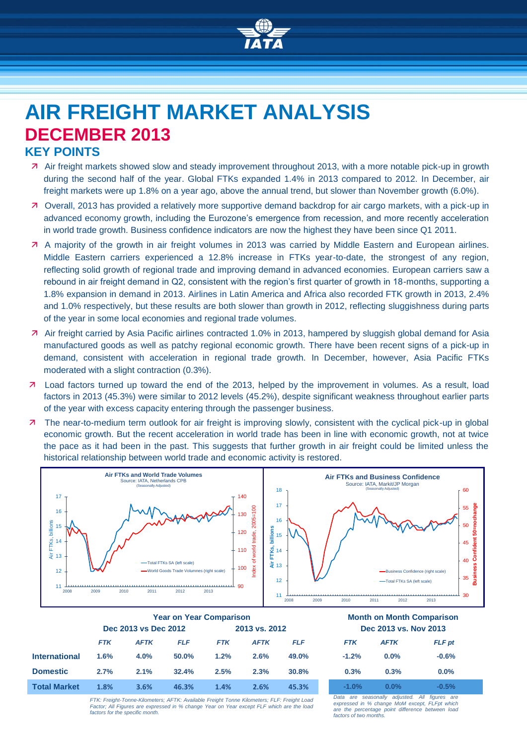# AIR FREIGHT MARKET ANALYSIS

## DECEMBER 2013

### KEY POINTS

- Air freight markets showed slow and steady improvement throughout 2013, with a more notable pick-up in growth during the second half of the year. Global FTKs expanded 1.4% in 2013 compared to 2012. In December, air freight markets were up 1.8% on a year ago, above the annual trend, but slower than November growth (6.0%).
- Overall, 2013 has provided a relatively more supportive demand backdrop for air cargo markets, with a pick-up in advanced economy growth, including the Eurozone's emergence from recession, and more recently acceleration in world trade growth. Business confidence indicators are now the highest they have been since Q1 2011.
- A majority of the growth in air freight volumes in 2013 was carried by Middle Eastern and European airlines. Middle Eastern carriers experienced a 12.8% increase in FTKs year-to-date, the strongest of any region, reflecting solid growth of regional trade and improving demand in advanced economies. European carriers saw a rebound in air freight demand in Q2, consistent with the region's first quarter of growth in 18-months, supporting a 1.8% expansion in demand in 2013. Airlines in Latin America and Africa also recorded FTK growth in 2013, 2.4% and 1.0% respectively, but these results are both slower than growth in 2012, reflecting sluggishness during parts of the year in some local economies and regional trade volumes.
- Air freight carried by Asia Pacific airlines contracted 1.0% in 2013, hampered by sluggish global demand for Asia manufactured goods as well as patchy regional economic growth. There have been recent signs of a pick-up in demand, consistent with acceleration in regional trade growth. In December, however, Asia Pacific FTKs moderated with a slight contraction (0.3%).
- Load factors turned up toward the end of the 2013, helped by the improvement in volumes. As a result, load factors in 2013 (45.3%) were similar to 2012 levels (45.2%), despite significant weakness throughout earlier parts of the year with excess capacity entering through the passenger business.
- The near-to-medium term outlook for air freight is improving slowly, consistent with the cyclical pick-up in global economic growth. But the recent acceleration in world trade has been in line with economic growth, not at twice the pace as it had been in the past. This suggests that further growth in air freight could be limited unless the historical relationship between world trade and economic activity is restored.

| | Year on Year Comparison | | | | | | Month on Month Comparison | | |
|---|---|---|---|---|---|---|---|---|---|
| | Dec 2013 vs Dec 2012 | | | 2013 vs. 2012 | | | Dec 2013 vs. Nov 2013 | | |
| | *FTK* | *AFTK* | *FLF* | *FTK* | *AFTK* | *FLF* | *FTK* | *AFTK* | *FLF pt* |
| **International** | 1.6% | 4.0% | 50.0% | 1.2% | 2.6% | 49.0% | -1.2% | 0.0% | -0.6% |
| **Domestic** | 2.7% | 2.1% | 32.4% | 2.5% | 2.3% | 30.8% | 0.3% | 0.3% | 0.0% |
| **Total Market** | 1.8% | 3.6% | 46.3% | 1.4% | 2.6% | 45.3% | -1.0% | 0.0% | -0.5% |

*FTK: Freight-Tonne-Kilometers; AFTK: Available Freight Tonne Kilometers; FLF: Freight Load Factor; All Figures are expressed in % change Year on Year except FLF which are the load factors for the specific month.*

*Data are seasonally adjusted. All figures are expressed in % change MoM except, FLFpt which are the percentage point difference between load factors of two months.*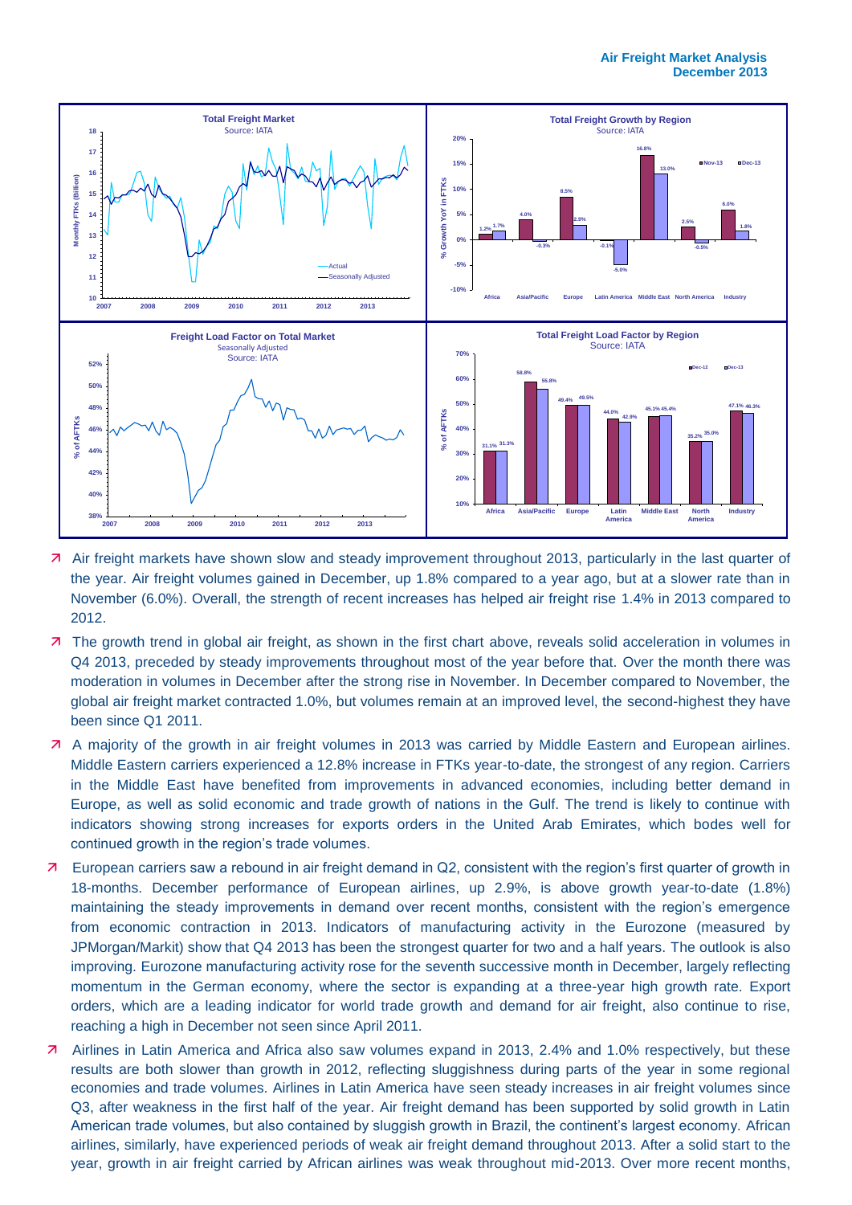- Air freight markets have shown slow and steady improvement throughout 2013, particularly in the last quarter of the year. Air freight volumes gained in December, up 1.8% compared to a year ago, but at a slower rate than in November (6.0%). Overall, the strength of recent increases has helped air freight rise 1.4% in 2013 compared to 2012.
- The growth trend in global air freight, as shown in the first chart above, reveals solid acceleration in volumes in Q4 2013, preceded by steady improvements throughout most of the year before that. Over the month there was moderation in volumes in December after the strong rise in November. In December compared to November, the global air freight market contracted 1.0%, but volumes remain at an improved level, the second-highest they have been since Q1 2011.
- A majority of the growth in air freight volumes in 2013 was carried by Middle Eastern and European airlines. Middle Eastern carriers experienced a 12.8% increase in FTKs year-to-date, the strongest of any region. Carriers in the Middle East have benefited from improvements in advanced economies, including better demand in Europe, as well as solid economic and trade growth of nations in the Gulf. The trend is likely to continue with indicators showing strong increases for exports orders in the United Arab Emirates, which bodes well for continued growth in the region's trade volumes.
- European carriers saw a rebound in air freight demand in Q2, consistent with the region's first quarter of growth in 18-months. December performance of European airlines, up 2.9%, is above growth year-to-date (1.8%) maintaining the steady improvements in demand over recent months, consistent with the region's emergence from economic contraction in 2013. Indicators of manufacturing activity in the Eurozone (measured by JPMorgan/Markit) show that Q4 2013 has been the strongest quarter for two and a half years. The outlook is also improving. Eurozone manufacturing activity rose for the seventh successive month in December, largely reflecting momentum in the German economy, where the sector is expanding at a three-year high growth rate. Export orders, which are a leading indicator for world trade growth and demand for air freight, also continue to rise, reaching a high in December not seen since April 2011.
- Airlines in Latin America and Africa also saw volumes expand in 2013, 2.4% and 1.0% respectively, but these results are both slower than growth in 2012, reflecting sluggishness during parts of the year in some regional economies and trade volumes. Airlines in Latin America have seen steady increases in air freight volumes since Q3, after weakness in the first half of the year. Air freight demand has been supported by solid growth in Latin American trade volumes, but also contained by sluggish growth in Brazil, the continent's largest economy. African airlines, similarly, have experienced periods of weak air freight demand throughout 2013. After a solid start to the year, growth in air freight carried by African airlines was weak throughout mid-2013. Over more recent months,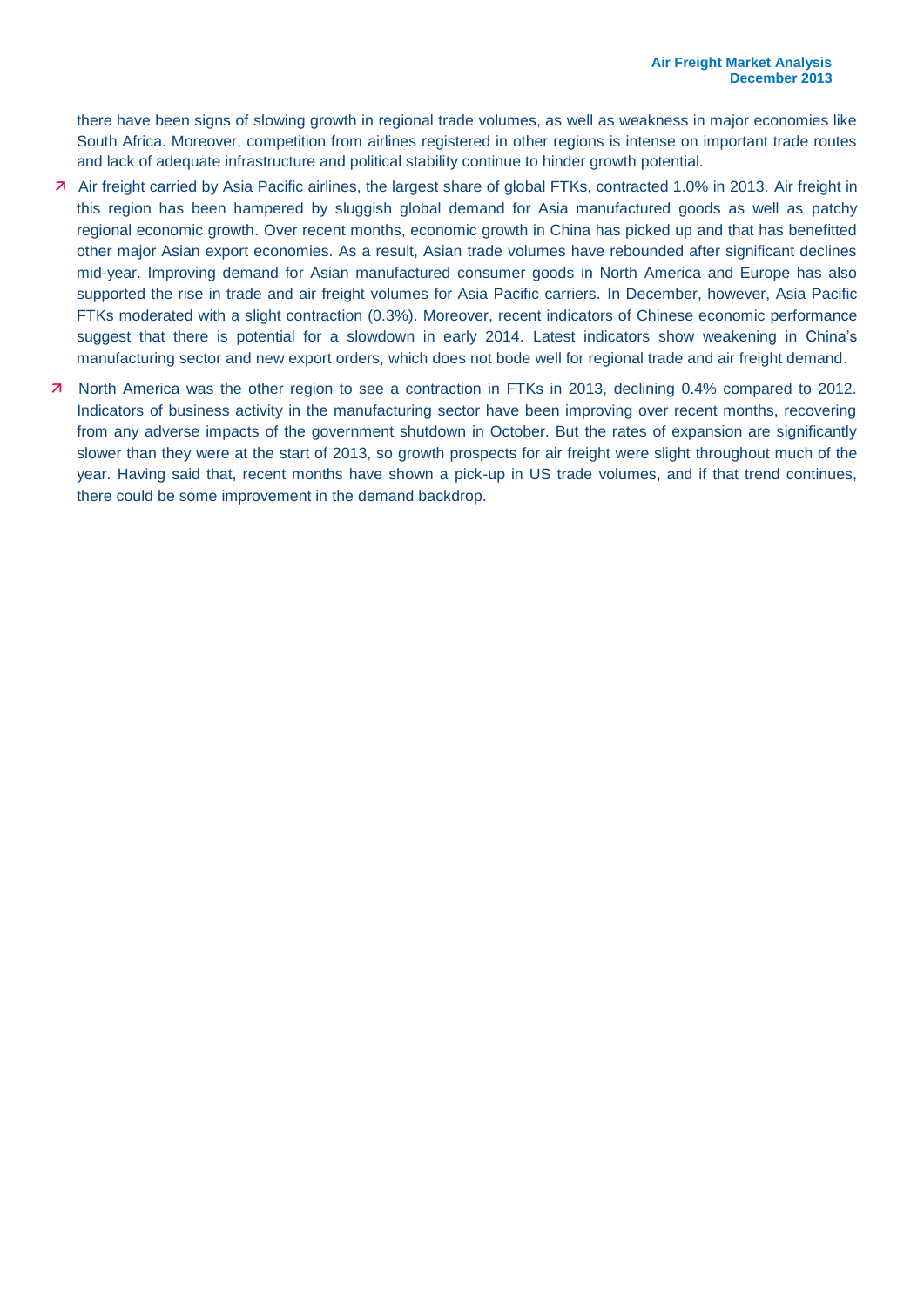there have been signs of slowing growth in regional trade volumes, as well as weakness in major economies like South Africa. Moreover, competition from airlines registered in other regions is intense on important trade routes and lack of adequate infrastructure and political stability continue to hinder growth potential.

- Air freight carried by Asia Pacific airlines, the largest share of global FTKs, contracted 1.0% in 2013. Air freight in this region has been hampered by sluggish global demand for Asia manufactured goods as well as patchy regional economic growth. Over recent months, economic growth in China has picked up and that has benefitted other major Asian export economies. As a result, Asian trade volumes have rebounded after significant declines mid-year. Improving demand for Asian manufactured consumer goods in North America and Europe has also supported the rise in trade and air freight volumes for Asia Pacific carriers. In December, however, Asia Pacific FTKs moderated with a slight contraction (0.3%). Moreover, recent indicators of Chinese economic performance suggest that there is potential for a slowdown in early 2014. Latest indicators show weakening in China's manufacturing sector and new export orders, which does not bode well for regional trade and air freight demand.

- North America was the other region to see a contraction in FTKs in 2013, declining 0.4% compared to 2012. Indicators of business activity in the manufacturing sector have been improving over recent months, recovering from any adverse impacts of the government shutdown in October. But the rates of expansion are significantly slower than they were at the start of 2013, so growth prospects for air freight were slight throughout much of the year. Having said that, recent months have shown a pick-up in US trade volumes, and if that trend continues, there could be some improvement in the demand backdrop.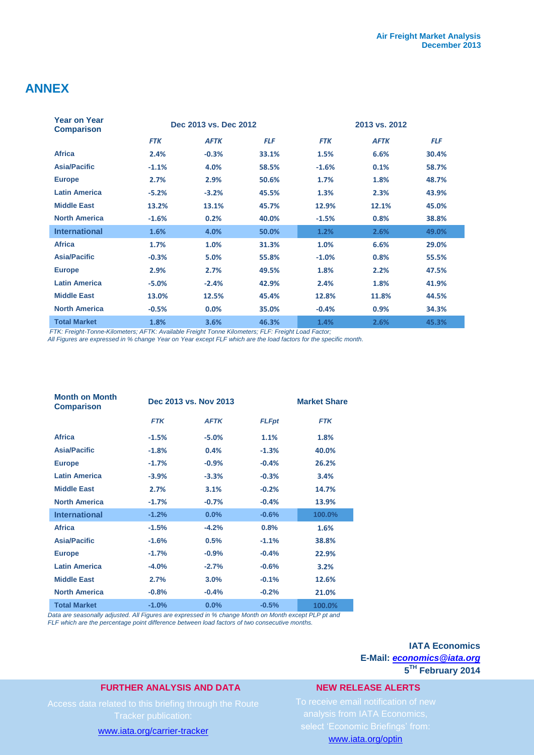## ANNEX

| Year on Year Comparison | Dec 2013 vs. Dec 2012 | | | 2013 vs. 2012 | | |
|---|---|---|---|---|---|---|
| | *FTK* | *AFTK* | *FLF* | *FTK* | *AFTK* | *FLF* |
| **Africa** | 2.4% | -0.3% | 33.1% | 1.5% | 6.6% | 30.4% |
| **Asia/Pacific** | -1.1% | 4.0% | 58.5% | -1.6% | 0.1% | 58.7% |
| **Europe** | 2.7% | 2.9% | 50.6% | 1.7% | 1.8% | 48.7% |
| **Latin America** | -5.2% | -3.2% | 45.5% | 1.3% | 2.3% | 43.9% |
| **Middle East** | 13.2% | 13.1% | 45.7% | 12.9% | 12.1% | 45.0% |
| **North America** | -1.6% | 0.2% | 40.0% | -1.5% | 0.8% | 38.8% |
| **International** | 1.6% | 4.0% | 50.0% | 1.2% | 2.6% | 49.0% |
| **Africa** | 1.7% | 1.0% | 31.3% | 1.0% | 6.6% | 29.0% |
| **Asia/Pacific** | -0.3% | 5.0% | 55.8% | -1.0% | 0.8% | 55.5% |
| **Europe** | 2.9% | 2.7% | 49.5% | 1.8% | 2.2% | 47.5% |
| **Latin America** | -5.0% | -2.4% | 42.9% | 2.4% | 1.8% | 41.9% |
| **Middle East** | 13.0% | 12.5% | 45.4% | 12.8% | 11.8% | 44.5% |
| **North America** | -0.5% | 0.0% | 35.0% | -0.4% | 0.9% | 34.3% |
| **Total Market** | 1.8% | 3.6% | 46.3% | 1.4% | 2.6% | 45.3% |

*FTK: Freight-Tonne-Kilometers; AFTK: Available Freight Tonne Kilometers; FLF: Freight Load Factor;*
*All Figures are expressed in % change Year on Year except FLF which are the load factors for the specific month.*

| Month on Month Comparison | Dec 2013 vs. Nov 2013 | | | Market Share |
|---|---|---|---|---|
| | *FTK* | *AFTK* | *FLFpt* | *FTK* |
| **Africa** | -1.5% | -5.0% | 1.1% | 1.8% |
| **Asia/Pacific** | -1.8% | 0.4% | -1.3% | 40.0% |
| **Europe** | -1.7% | -0.9% | -0.4% | 26.2% |
| **Latin America** | -3.9% | -3.3% | -0.3% | 3.4% |
| **Middle East** | 2.7% | 3.1% | -0.2% | 14.7% |
| **North America** | -1.7% | -0.7% | -0.4% | 13.9% |
| **International** | -1.2% | 0.0% | -0.6% | 100.0% |
| **Africa** | -1.5% | -4.2% | 0.8% | 1.6% |
| **Asia/Pacific** | -1.6% | 0.5% | -1.1% | 38.8% |
| **Europe** | -1.7% | -0.9% | -0.4% | 22.9% |
| **Latin America** | -4.0% | -2.7% | -0.6% | 3.2% |
| **Middle East** | 2.7% | 3.0% | -0.1% | 12.6% |
| **North America** | -0.8% | -0.4% | -0.2% | 21.0% |
| **Total Market** | -1.0% | 0.0% | -0.5% | 100.0% |

*Data are seasonally adjusted. All Figures are expressed in % change Month on Month except PLP pt and FLF which are the percentage point difference between load factors of two consecutive months.*

**IATA Economics**
**E-Mail: *economics@iata.org***
**5TH February 2014**

**FURTHER ANALYSIS AND DATA**

Access data related to this briefing through the Route Tracker publication:

www.iata.org/carrier-tracker

**NEW RELEASE ALERTS**

To receive email notification of new analysis from IATA Economics, select 'Economic Briefings' from:

www.iata.org/optin